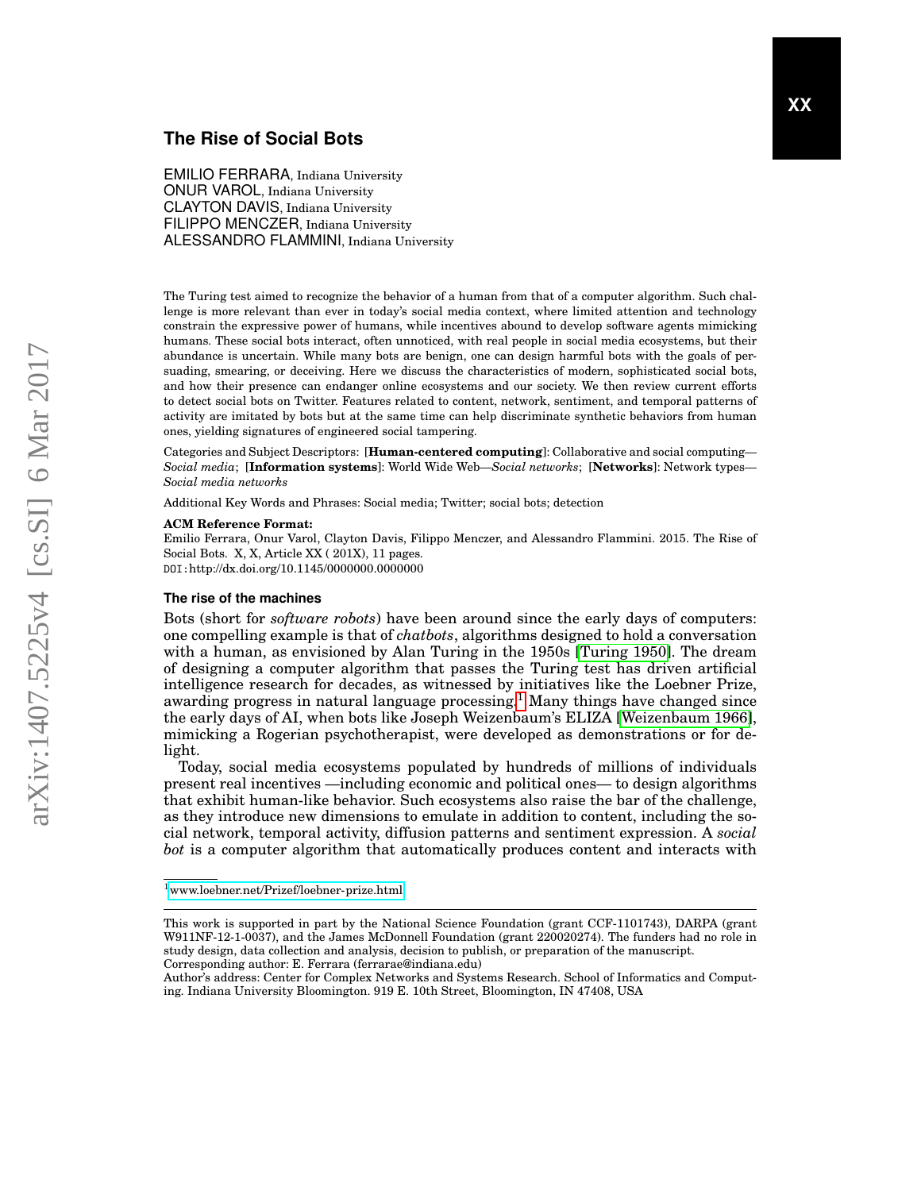# The Rise of Social Bots

EMILIO FERRARA, Indiana University
ONUR VAROL, Indiana University
CLAYTON DAVIS, Indiana University
FILIPPO MENCZER, Indiana University
ALESSANDRO FLAMMINI, Indiana University

The Turing test aimed to recognize the behavior of a human from that of a computer algorithm. Such challenge is more relevant than ever in today's social media context, where limited attention and technology constrain the expressive power of humans, while incentives abound to develop software agents mimicking humans. These social bots interact, often unnoticed, with real people in social media ecosystems, but their abundance is uncertain. While many bots are benign, one can design harmful bots with the goals of persuading, smearing, or deceiving. Here we discuss the characteristics of modern, sophisticated social bots, and how their presence can endanger online ecosystems and our society. We then review current efforts to detect social bots on Twitter. Features related to content, network, sentiment, and temporal patterns of activity are imitated by bots but at the same time can help discriminate synthetic behaviors from human ones, yielding signatures of engineered social tampering.

Categories and Subject Descriptors: [**Human-centered computing**]: Collaborative and social computing—*Social media*; [**Information systems**]: World Wide Web—*Social networks*; [**Networks**]: Network types—*Social media networks*

Additional Key Words and Phrases: Social media; Twitter; social bots; detection

**ACM Reference Format:**
Emilio Ferrara, Onur Varol, Clayton Davis, Filippo Menczer, and Alessandro Flammini. 2015. The Rise of Social Bots. X, X, Article XX ( 201X), 11 pages.
DOI:http://dx.doi.org/10.1145/0000000.0000000

### The rise of the machines

Bots (short for *software robots*) have been around since the early days of computers: one compelling example is that of *chatbots*, algorithms designed to hold a conversation with a human, as envisioned by Alan Turing in the 1950s [Turing 1950]. The dream of designing a computer algorithm that passes the Turing test has driven artificial intelligence research for decades, as witnessed by initiatives like the Loebner Prize, awarding progress in natural language processing.[1] Many things have changed since the early days of AI, when bots like Joseph Weizenbaum's ELIZA [Weizenbaum 1966], mimicking a Rogerian psychotherapist, were developed as demonstrations or for delight.

Today, social media ecosystems populated by hundreds of millions of individuals present real incentives —including economic and political ones— to design algorithms that exhibit human-like behavior. Such ecosystems also raise the bar of the challenge, as they introduce new dimensions to emulate in addition to content, including the social network, temporal activity, diffusion patterns and sentiment expression. A *social bot* is a computer algorithm that automatically produces content and interacts with

[1] www.loebner.net/Prizef/loebner-prize.html

This work is supported in part by the National Science Foundation (grant CCF-1101743), DARPA (grant W911NF-12-1-0037), and the James McDonnell Foundation (grant 220020274). The funders had no role in study design, data collection and analysis, decision to publish, or preparation of the manuscript.
Corresponding author: E. Ferrara (ferrarae@indiana.edu)
Author's address: Center for Complex Networks and Systems Research. School of Informatics and Computing. Indiana University Bloomington. 919 E. 10th Street, Bloomington, IN 47408, USA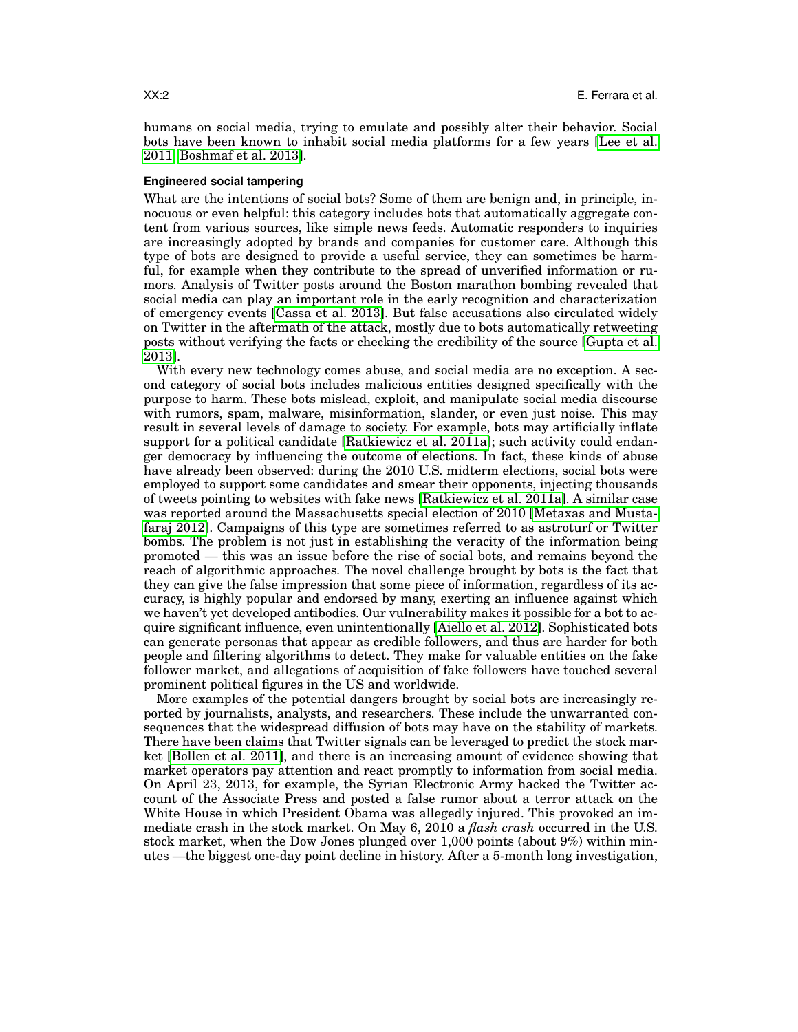humans on social media, trying to emulate and possibly alter their behavior. Social bots have been known to inhabit social media platforms for a few years [Lee et al. 2011; Boshmaf et al. 2013].

### Engineered social tampering

What are the intentions of social bots? Some of them are benign and, in principle, innocuous or even helpful: this category includes bots that automatically aggregate content from various sources, like simple news feeds. Automatic responders to inquiries are increasingly adopted by brands and companies for customer care. Although this type of bots are designed to provide a useful service, they can sometimes be harmful, for example when they contribute to the spread of unverified information or rumors. Analysis of Twitter posts around the Boston marathon bombing revealed that social media can play an important role in the early recognition and characterization of emergency events [Cassa et al. 2013]. But false accusations also circulated widely on Twitter in the aftermath of the attack, mostly due to bots automatically retweeting posts without verifying the facts or checking the credibility of the source [Gupta et al. 2013].

With every new technology comes abuse, and social media are no exception. A second category of social bots includes malicious entities designed specifically with the purpose to harm. These bots mislead, exploit, and manipulate social media discourse with rumors, spam, malware, misinformation, slander, or even just noise. This may result in several levels of damage to society. For example, bots may artificially inflate support for a political candidate [Ratkiewicz et al. 2011a]; such activity could endanger democracy by influencing the outcome of elections. In fact, these kinds of abuse have already been observed: during the 2010 U.S. midterm elections, social bots were employed to support some candidates and smear their opponents, injecting thousands of tweets pointing to websites with fake news [Ratkiewicz et al. 2011a]. A similar case was reported around the Massachusetts special election of 2010 [Metaxas and Mustafaraj 2012]. Campaigns of this type are sometimes referred to as astroturf or Twitter bombs. The problem is not just in establishing the veracity of the information being promoted — this was an issue before the rise of social bots, and remains beyond the reach of algorithmic approaches. The novel challenge brought by bots is the fact that they can give the false impression that some piece of information, regardless of its accuracy, is highly popular and endorsed by many, exerting an influence against which we haven't yet developed antibodies. Our vulnerability makes it possible for a bot to acquire significant influence, even unintentionally [Aiello et al. 2012]. Sophisticated bots can generate personas that appear as credible followers, and thus are harder for both people and filtering algorithms to detect. They make for valuable entities on the fake follower market, and allegations of acquisition of fake followers have touched several prominent political figures in the US and worldwide.

More examples of the potential dangers brought by social bots are increasingly reported by journalists, analysts, and researchers. These include the unwarranted consequences that the widespread diffusion of bots may have on the stability of markets. There have been claims that Twitter signals can be leveraged to predict the stock market [Bollen et al. 2011], and there is an increasing amount of evidence showing that market operators pay attention and react promptly to information from social media. On April 23, 2013, for example, the Syrian Electronic Army hacked the Twitter account of the Associate Press and posted a false rumor about a terror attack on the White House in which President Obama was allegedly injured. This provoked an immediate crash in the stock market. On May 6, 2010 a *flash crash* occurred in the U.S. stock market, when the Dow Jones plunged over 1,000 points (about 9%) within minutes —the biggest one-day point decline in history. After a 5-month long investigation,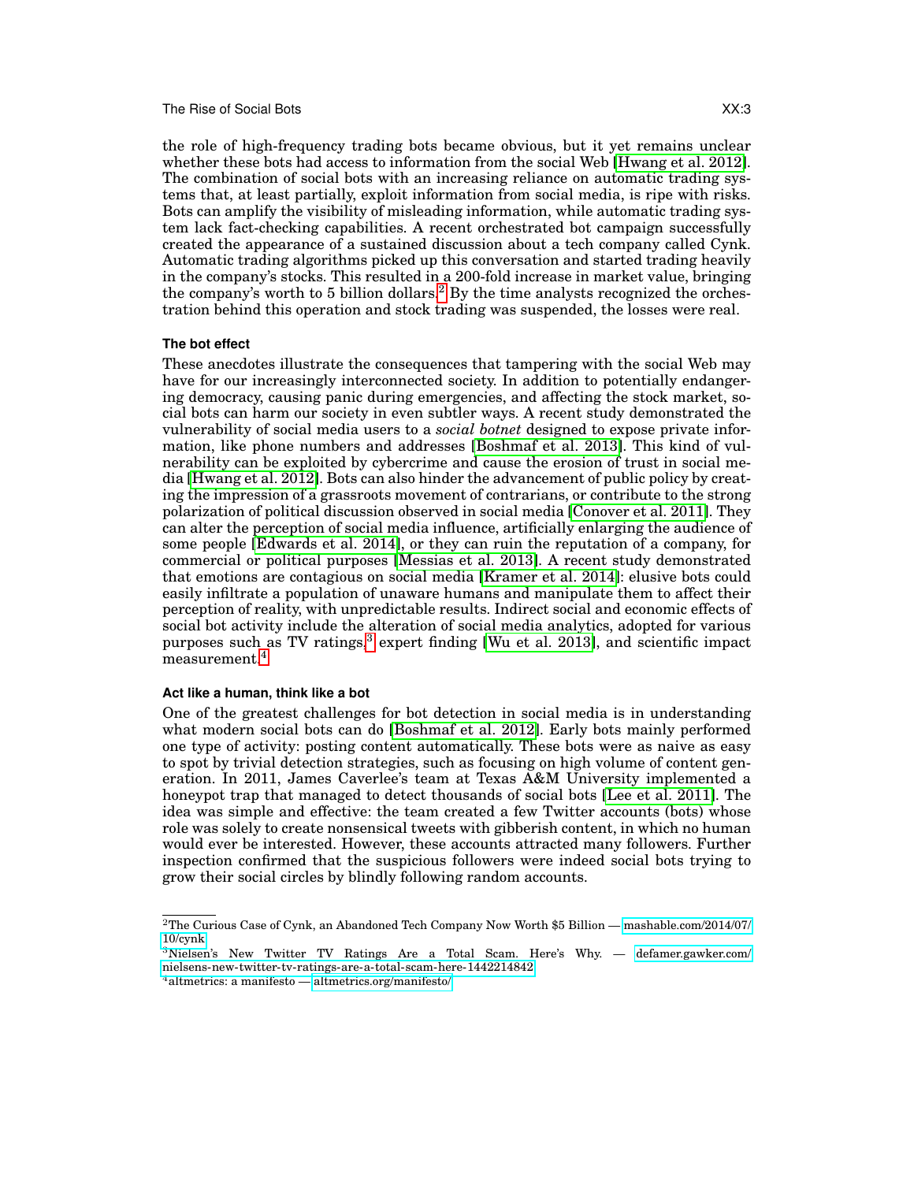the role of high-frequency trading bots became obvious, but it yet remains unclear whether these bots had access to information from the social Web [Hwang et al. 2012]. The combination of social bots with an increasing reliance on automatic trading systems that, at least partially, exploit information from social media, is ripe with risks. Bots can amplify the visibility of misleading information, while automatic trading system lack fact-checking capabilities. A recent orchestrated bot campaign successfully created the appearance of a sustained discussion about a tech company called Cynk. Automatic trading algorithms picked up this conversation and started trading heavily in the company's stocks. This resulted in a 200-fold increase in market value, bringing the company's worth to 5 billion dollars.[2] By the time analysts recognized the orchestration behind this operation and stock trading was suspended, the losses were real.

### The bot effect

These anecdotes illustrate the consequences that tampering with the social Web may have for our increasingly interconnected society. In addition to potentially endangering democracy, causing panic during emergencies, and affecting the stock market, social bots can harm our society in even subtler ways. A recent study demonstrated the vulnerability of social media users to a *social botnet* designed to expose private information, like phone numbers and addresses [Boshmaf et al. 2013]. This kind of vulnerability can be exploited by cybercrime and cause the erosion of trust in social media [Hwang et al. 2012]. Bots can also hinder the advancement of public policy by creating the impression of a grassroots movement of contrarians, or contribute to the strong polarization of political discussion observed in social media [Conover et al. 2011]. They can alter the perception of social media influence, artificially enlarging the audience of some people [Edwards et al. 2014], or they can ruin the reputation of a company, for commercial or political purposes [Messias et al. 2013]. A recent study demonstrated that emotions are contagious on social media [Kramer et al. 2014]: elusive bots could easily infiltrate a population of unaware humans and manipulate them to affect their perception of reality, with unpredictable results. Indirect social and economic effects of social bot activity include the alteration of social media analytics, adopted for various purposes such as TV ratings,[3] expert finding [Wu et al. 2013], and scientific impact measurement.[4]

### Act like a human, think like a bot

One of the greatest challenges for bot detection in social media is in understanding what modern social bots can do [Boshmaf et al. 2012]. Early bots mainly performed one type of activity: posting content automatically. These bots were as naive as easy to spot by trivial detection strategies, such as focusing on high volume of content generation. In 2011, James Caverlee's team at Texas A&M University implemented a honeypot trap that managed to detect thousands of social bots [Lee et al. 2011]. The idea was simple and effective: the team created a few Twitter accounts (bots) whose role was solely to create nonsensical tweets with gibberish content, in which no human would ever be interested. However, these accounts attracted many followers. Further inspection confirmed that the suspicious followers were indeed social bots trying to grow their social circles by blindly following random accounts.

---

[2] The Curious Case of Cynk, an Abandoned Tech Company Now Worth $5 Billion — mashable.com/2014/07/10/cynk

[3] Nielsen's New Twitter TV Ratings Are a Total Scam. Here's Why. — defamer.gawker.com/nielsens-new-twitter-tv-ratings-are-a-total-scam-here-1442214842

[4] altmetrics: a manifesto — altmetrics.org/manifesto/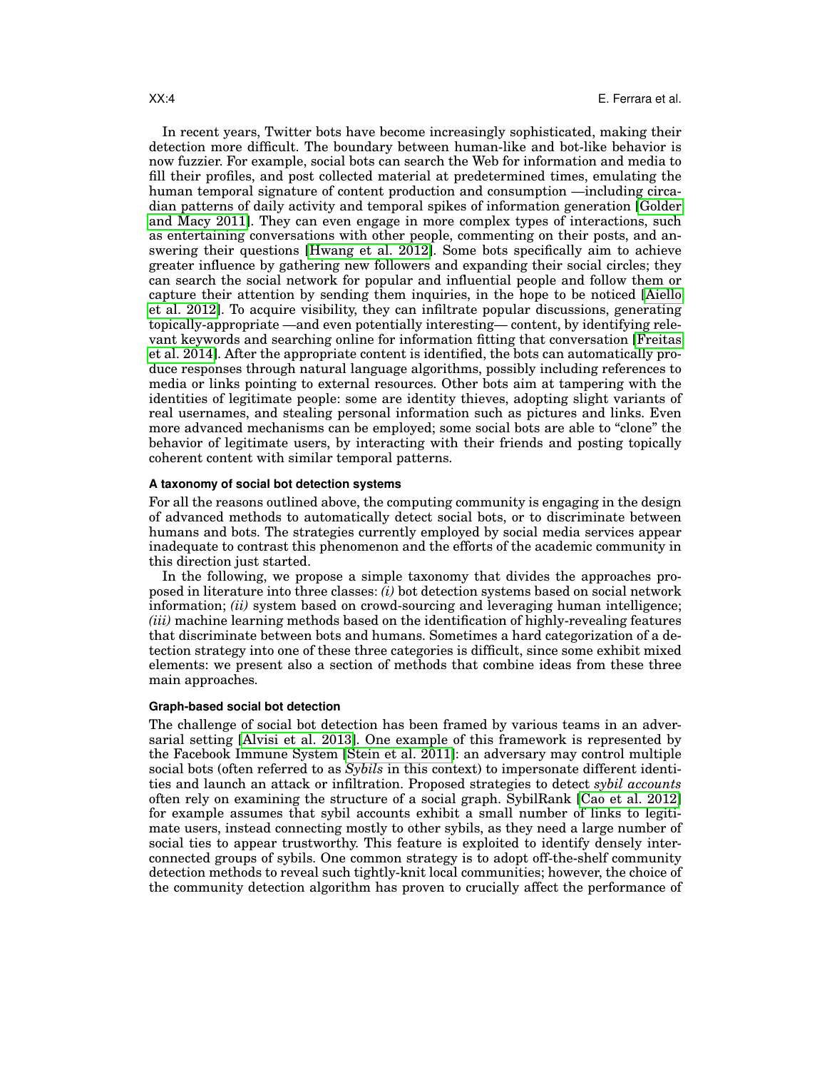In recent years, Twitter bots have become increasingly sophisticated, making their detection more difficult. The boundary between human-like and bot-like behavior is now fuzzier. For example, social bots can search the Web for information and media to fill their profiles, and post collected material at predetermined times, emulating the human temporal signature of content production and consumption —including circadian patterns of daily activity and temporal spikes of information generation [Golder and Macy 2011]. They can even engage in more complex types of interactions, such as entertaining conversations with other people, commenting on their posts, and answering their questions [Hwang et al. 2012]. Some bots specifically aim to achieve greater influence by gathering new followers and expanding their social circles; they can search the social network for popular and influential people and follow them or capture their attention by sending them inquiries, in the hope to be noticed [Aiello et al. 2012]. To acquire visibility, they can infiltrate popular discussions, generating topically-appropriate —and even potentially interesting— content, by identifying relevant keywords and searching online for information fitting that conversation [Freitas et al. 2014]. After the appropriate content is identified, the bots can automatically produce responses through natural language algorithms, possibly including references to media or links pointing to external resources. Other bots aim at tampering with the identities of legitimate people: some are identity thieves, adopting slight variants of real usernames, and stealing personal information such as pictures and links. Even more advanced mechanisms can be employed; some social bots are able to "clone" the behavior of legitimate users, by interacting with their friends and posting topically coherent content with similar temporal patterns.

#### A taxonomy of social bot detection systems

For all the reasons outlined above, the computing community is engaging in the design of advanced methods to automatically detect social bots, or to discriminate between humans and bots. The strategies currently employed by social media services appear inadequate to contrast this phenomenon and the efforts of the academic community in this direction just started.

In the following, we propose a simple taxonomy that divides the approaches proposed in literature into three classes: *(i)* bot detection systems based on social network information; *(ii)* system based on crowd-sourcing and leveraging human intelligence; *(iii)* machine learning methods based on the identification of highly-revealing features that discriminate between bots and humans. Sometimes a hard categorization of a detection strategy into one of these three categories is difficult, since some exhibit mixed elements: we present also a section of methods that combine ideas from these three main approaches.

#### Graph-based social bot detection

The challenge of social bot detection has been framed by various teams in an adversarial setting [Alvisi et al. 2013]. One example of this framework is represented by the Facebook Immune System [Stein et al. 2011]: an adversary may control multiple social bots (often referred to as *Sybils* in this context) to impersonate different identities and launch an attack or infiltration. Proposed strategies to detect *sybil accounts* often rely on examining the structure of a social graph. SybilRank [Cao et al. 2012] for example assumes that sybil accounts exhibit a small number of links to legitimate users, instead connecting mostly to other sybils, as they need a large number of social ties to appear trustworthy. This feature is exploited to identify densely interconnected groups of sybils. One common strategy is to adopt off-the-shelf community detection methods to reveal such tightly-knit local communities; however, the choice of the community detection algorithm has proven to crucially affect the performance of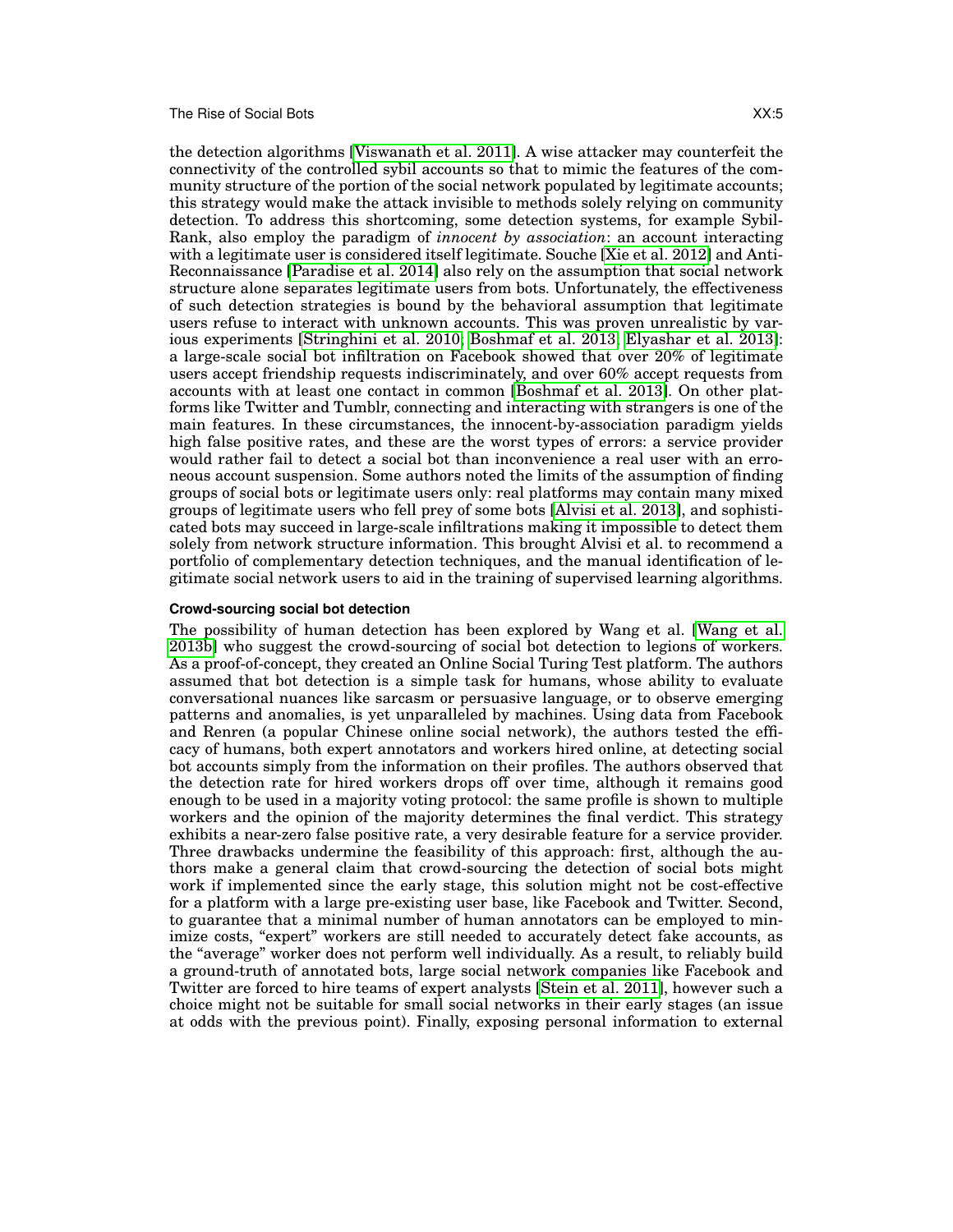the detection algorithms [Viswanath et al. 2011]. A wise attacker may counterfeit the connectivity of the controlled sybil accounts so that to mimic the features of the community structure of the portion of the social network populated by legitimate accounts; this strategy would make the attack invisible to methods solely relying on community detection. To address this shortcoming, some detection systems, for example SybilRank, also employ the paradigm of *innocent by association*: an account interacting with a legitimate user is considered itself legitimate. Souche [Xie et al. 2012] and Anti-Reconnaissance [Paradise et al. 2014] also rely on the assumption that social network structure alone separates legitimate users from bots. Unfortunately, the effectiveness of such detection strategies is bound by the behavioral assumption that legitimate users refuse to interact with unknown accounts. This was proven unrealistic by various experiments [Stringhini et al. 2010; Boshmaf et al. 2013; Elyashar et al. 2013]: a large-scale social bot infiltration on Facebook showed that over 20% of legitimate users accept friendship requests indiscriminately, and over 60% accept requests from accounts with at least one contact in common [Boshmaf et al. 2013]. On other platforms like Twitter and Tumblr, connecting and interacting with strangers is one of the main features. In these circumstances, the innocent-by-association paradigm yields high false positive rates, and these are the worst types of errors: a service provider would rather fail to detect a social bot than inconvenience a real user with an erroneous account suspension. Some authors noted the limits of the assumption of finding groups of social bots or legitimate users only: real platforms may contain many mixed groups of legitimate users who fell prey of some bots [Alvisi et al. 2013], and sophisticated bots may succeed in large-scale infiltrations making it impossible to detect them solely from network structure information. This brought Alvisi et al. to recommend a portfolio of complementary detection techniques, and the manual identification of legitimate social network users to aid in the training of supervised learning algorithms.

#### Crowd-sourcing social bot detection

The possibility of human detection has been explored by Wang et al. [Wang et al. 2013b] who suggest the crowd-sourcing of social bot detection to legions of workers. As a proof-of-concept, they created an Online Social Turing Test platform. The authors assumed that bot detection is a simple task for humans, whose ability to evaluate conversational nuances like sarcasm or persuasive language, or to observe emerging patterns and anomalies, is yet unparalleled by machines. Using data from Facebook and Renren (a popular Chinese online social network), the authors tested the efficacy of humans, both expert annotators and workers hired online, at detecting social bot accounts simply from the information on their profiles. The authors observed that the detection rate for hired workers drops off over time, although it remains good enough to be used in a majority voting protocol: the same profile is shown to multiple workers and the opinion of the majority determines the final verdict. This strategy exhibits a near-zero false positive rate, a very desirable feature for a service provider. Three drawbacks undermine the feasibility of this approach: first, although the authors make a general claim that crowd-sourcing the detection of social bots might work if implemented since the early stage, this solution might not be cost-effective for a platform with a large pre-existing user base, like Facebook and Twitter. Second, to guarantee that a minimal number of human annotators can be employed to minimize costs, "expert" workers are still needed to accurately detect fake accounts, as the "average" worker does not perform well individually. As a result, to reliably build a ground-truth of annotated bots, large social network companies like Facebook and Twitter are forced to hire teams of expert analysts [Stein et al. 2011], however such a choice might not be suitable for small social networks in their early stages (an issue at odds with the previous point). Finally, exposing personal information to external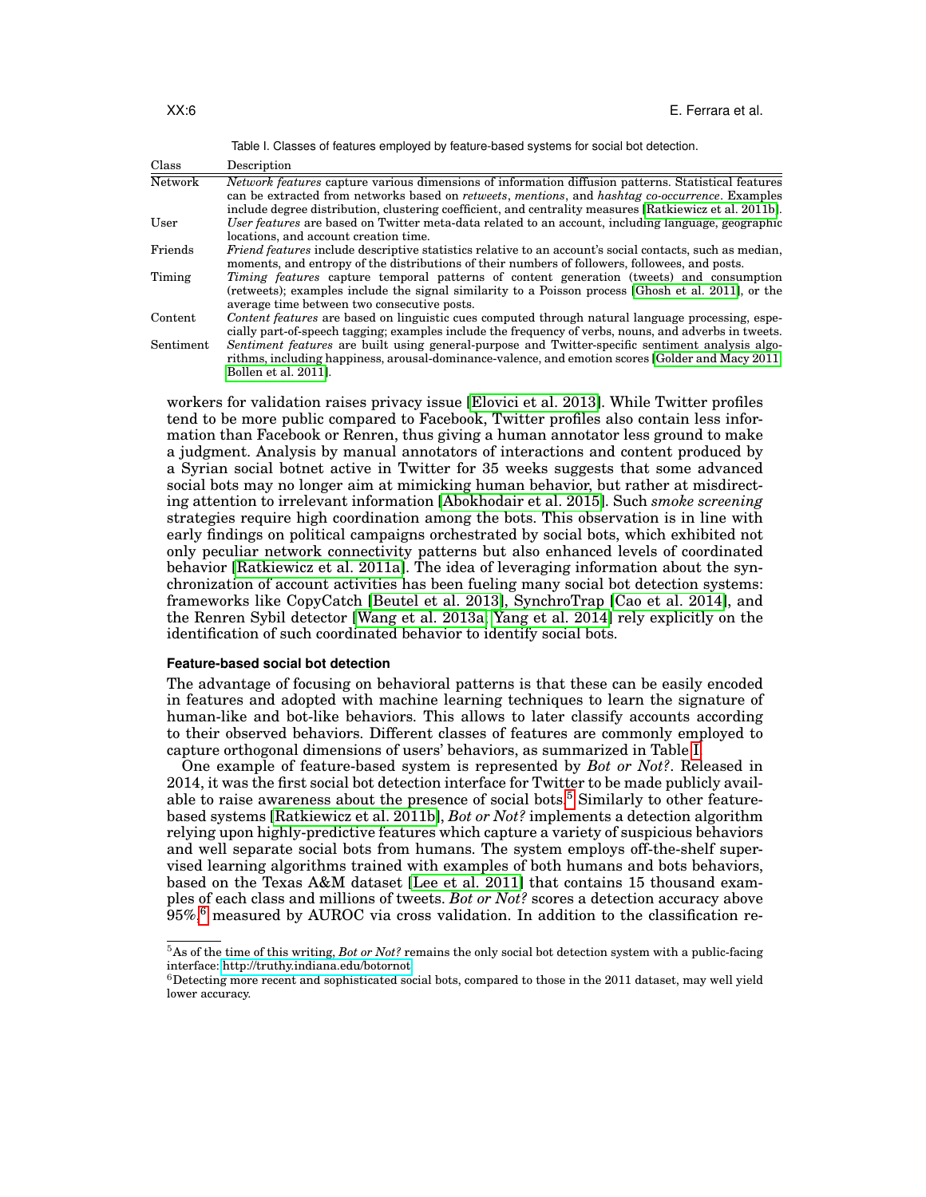Table I. Classes of features employed by feature-based systems for social bot detection.

| Class | Description |
| --- | --- |
| Network | *Network features* capture various dimensions of information diffusion patterns. Statistical features can be extracted from networks based on *retweets*, *mentions*, and *hashtag co-occurrence*. Examples include degree distribution, clustering coefficient, and centrality measures [Ratkiewicz et al. 2011b]. |
| User | *User features* are based on Twitter meta-data related to an account, including language, geographic locations, and account creation time. |
| Friends | *Friend features* include descriptive statistics relative to an account's social contacts, such as median, moments, and entropy of the distributions of their numbers of followers, followees, and posts. |
| Timing | *Timing features* capture temporal patterns of content generation (tweets) and consumption (retweets); examples include the signal similarity to a Poisson process [Ghosh et al. 2011], or the average time between two consecutive posts. |
| Content | *Content features* are based on linguistic cues computed through natural language processing, especially part-of-speech tagging; examples include the frequency of verbs, nouns, and adverbs in tweets. |
| Sentiment | *Sentiment features* are built using general-purpose and Twitter-specific sentiment analysis algorithms, including happiness, arousal-dominance-valence, and emotion scores [Golder and Macy 2011; Bollen et al. 2011]. |

workers for validation raises privacy issue [Elovici et al. 2013]. While Twitter profiles tend to be more public compared to Facebook, Twitter profiles also contain less information than Facebook or Renren, thus giving a human annotator less ground to make a judgment. Analysis by manual annotators of interactions and content produced by a Syrian social botnet active in Twitter for 35 weeks suggests that some advanced social bots may no longer aim at mimicking human behavior, but rather at misdirecting attention to irrelevant information [Abokhodair et al. 2015]. Such *smoke screening* strategies require high coordination among the bots. This observation is in line with early findings on political campaigns orchestrated by social bots, which exhibited not only peculiar network connectivity patterns but also enhanced levels of coordinated behavior [Ratkiewicz et al. 2011a]. The idea of leveraging information about the synchronization of account activities has been fueling many social bot detection systems: frameworks like CopyCatch [Beutel et al. 2013], SynchroTrap [Cao et al. 2014], and the Renren Sybil detector [Wang et al. 2013a; Yang et al. 2014] rely explicitly on the identification of such coordinated behavior to identify social bots.

#### Feature-based social bot detection

The advantage of focusing on behavioral patterns is that these can be easily encoded in features and adopted with machine learning techniques to learn the signature of human-like and bot-like behaviors. This allows to later classify accounts according to their observed behaviors. Different classes of features are commonly employed to capture orthogonal dimensions of users' behaviors, as summarized in Table I.

One example of feature-based system is represented by *Bot or Not?*. Released in 2014, it was the first social bot detection interface for Twitter to be made publicly available to raise awareness about the presence of social bots.[5] Similarly to other feature-based systems [Ratkiewicz et al. 2011b], *Bot or Not?* implements a detection algorithm relying upon highly-predictive features which capture a variety of suspicious behaviors and well separate social bots from humans. The system employs off-the-shelf supervised learning algorithms trained with examples of both humans and bots behaviors, based on the Texas A&M dataset [Lee et al. 2011] that contains 15 thousand examples of each class and millions of tweets. *Bot or Not?* scores a detection accuracy above 95%,[6] measured by AUROC via cross validation. In addition to the classification re-

[5] As of the time of this writing, *Bot or Not?* remains the only social bot detection system with a public-facing interface: http://truthy.indiana.edu/botornot

[6] Detecting more recent and sophisticated social bots, compared to those in the 2011 dataset, may well yield lower accuracy.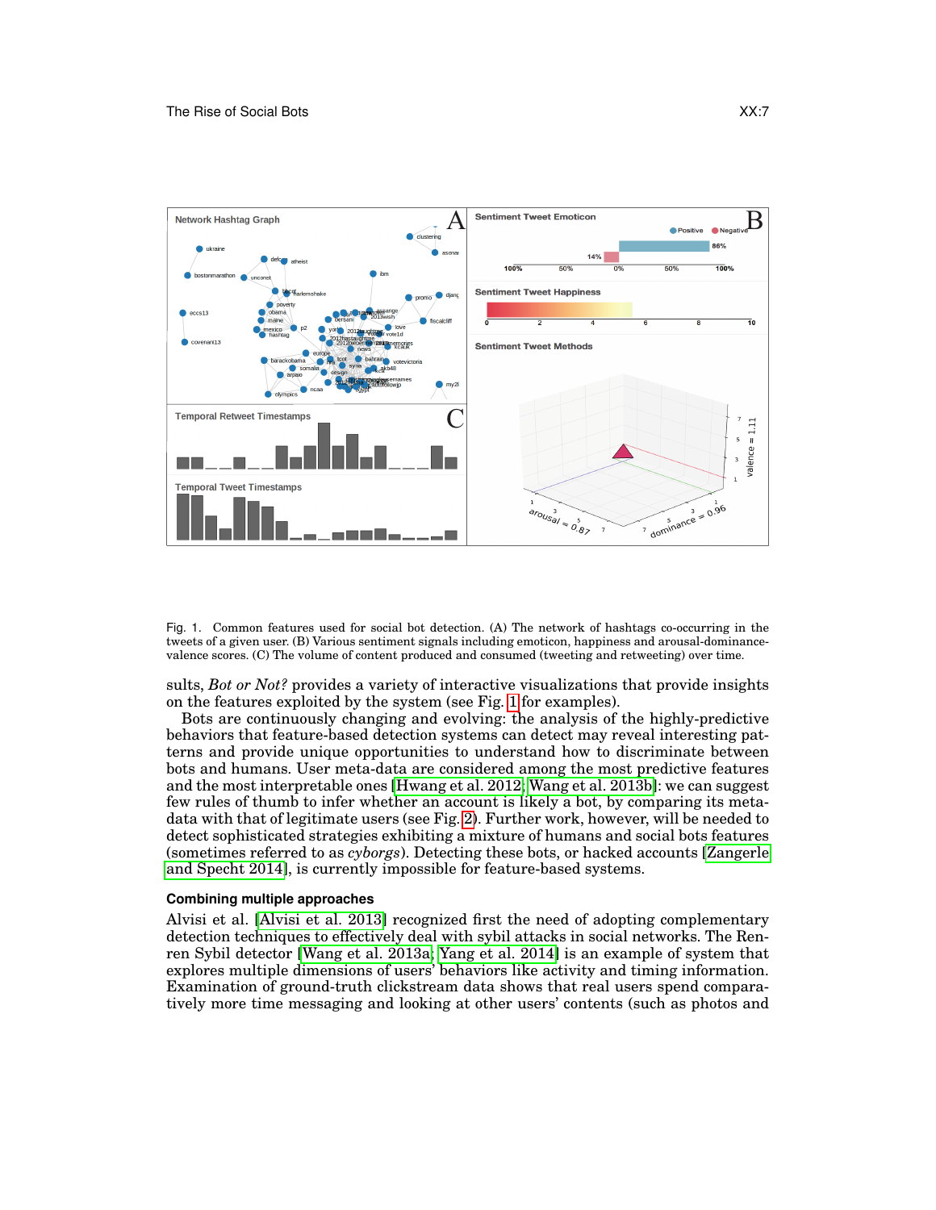Fig. 1. Common features used for social bot detection. (A) The network of hashtags co-occurring in the tweets of a given user. (B) Various sentiment signals including emoticon, happiness and arousal-dominance-valence scores. (C) The volume of content produced and consumed (tweeting and retweeting) over time.

sults, *Bot or Not?* provides a variety of interactive visualizations that provide insights on the features exploited by the system (see Fig. 1 for examples).

Bots are continuously changing and evolving: the analysis of the highly-predictive behaviors that feature-based detection systems can detect may reveal interesting patterns and provide unique opportunities to understand how to discriminate between bots and humans. User meta-data are considered among the most predictive features and the most interpretable ones [Hwang et al. 2012; Wang et al. 2013b]: we can suggest few rules of thumb to infer whether an account is likely a bot, by comparing its meta-data with that of legitimate users (see Fig. 2). Further work, however, will be needed to detect sophisticated strategies exhibiting a mixture of humans and social bots features (sometimes referred to as *cyborgs*). Detecting these bots, or hacked accounts [Zangerle and Specht 2014], is currently impossible for feature-based systems.

### Combining multiple approaches

Alvisi et al. [Alvisi et al. 2013] recognized first the need of adopting complementary detection techniques to effectively deal with sybil attacks in social networks. The Renren Sybil detector [Wang et al. 2013a; Yang et al. 2014] is an example of system that explores multiple dimensions of users' behaviors like activity and timing information. Examination of ground-truth clickstream data shows that real users spend comparatively more time messaging and looking at other users' contents (such as photos and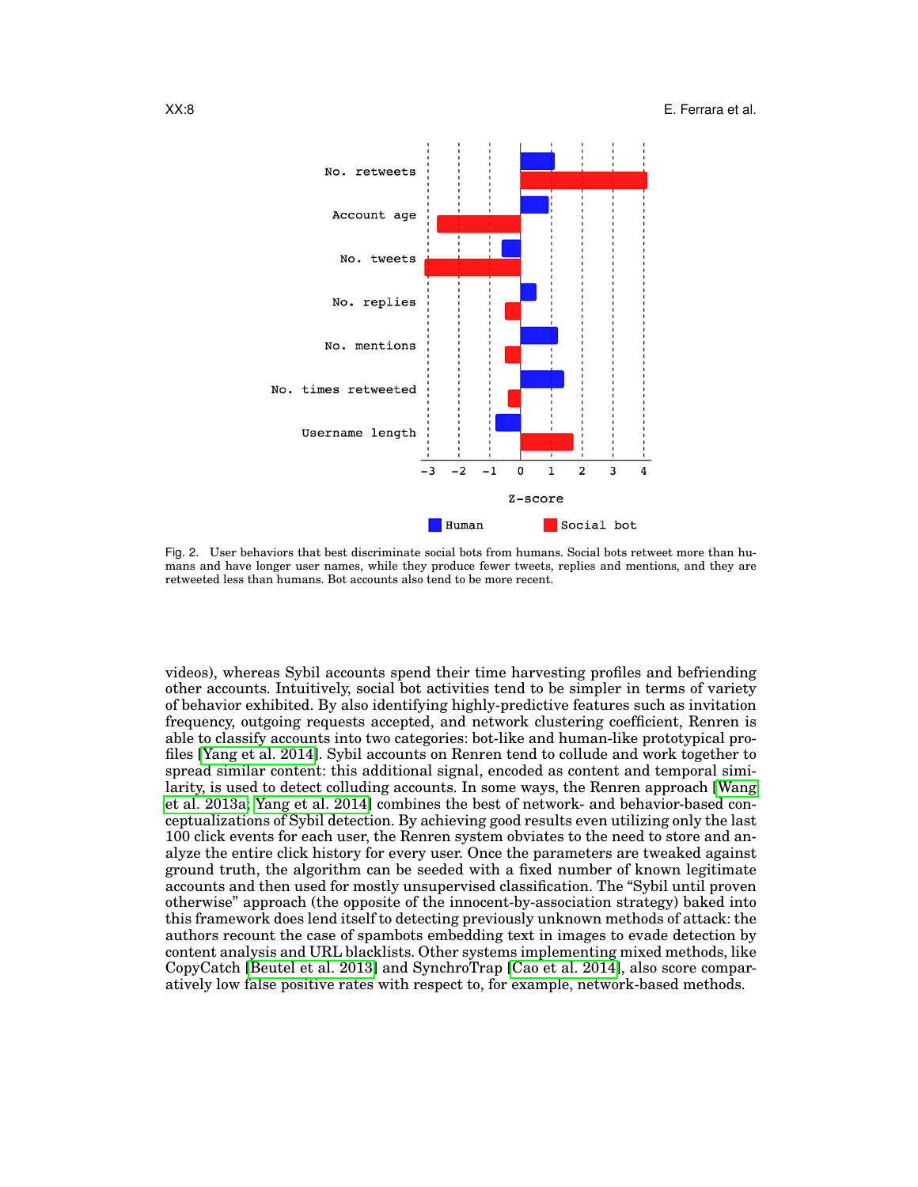Fig. 2. User behaviors that best discriminate social bots from humans. Social bots retweet more than humans and have longer user names, while they produce fewer tweets, replies and mentions, and they are retweeted less than humans. Bot accounts also tend to be more recent.

videos), whereas Sybil accounts spend their time harvesting profiles and befriending other accounts. Intuitively, social bot activities tend to be simpler in terms of variety of behavior exhibited. By also identifying highly-predictive features such as invitation frequency, outgoing requests accepted, and network clustering coefficient, Renren is able to classify accounts into two categories: bot-like and human-like prototypical profiles [Yang et al. 2014]. Sybil accounts on Renren tend to collude and work together to spread similar content: this additional signal, encoded as content and temporal similarity, is used to detect colluding accounts. In some ways, the Renren approach [Wang et al. 2013a; Yang et al. 2014] combines the best of network- and behavior-based conceptualizations of Sybil detection. By achieving good results even utilizing only the last 100 click events for each user, the Renren system obviates to the need to store and analyze the entire click history for every user. Once the parameters are tweaked against ground truth, the algorithm can be seeded with a fixed number of known legitimate accounts and then used for mostly unsupervised classification. The "Sybil until proven otherwise" approach (the opposite of the innocent-by-association strategy) baked into this framework does lend itself to detecting previously unknown methods of attack: the authors recount the case of spambots embedding text in images to evade detection by content analysis and URL blacklists. Other systems implementing mixed methods, like CopyCatch [Beutel et al. 2013] and SynchroTrap [Cao et al. 2014], also score comparatively low false positive rates with respect to, for example, network-based methods.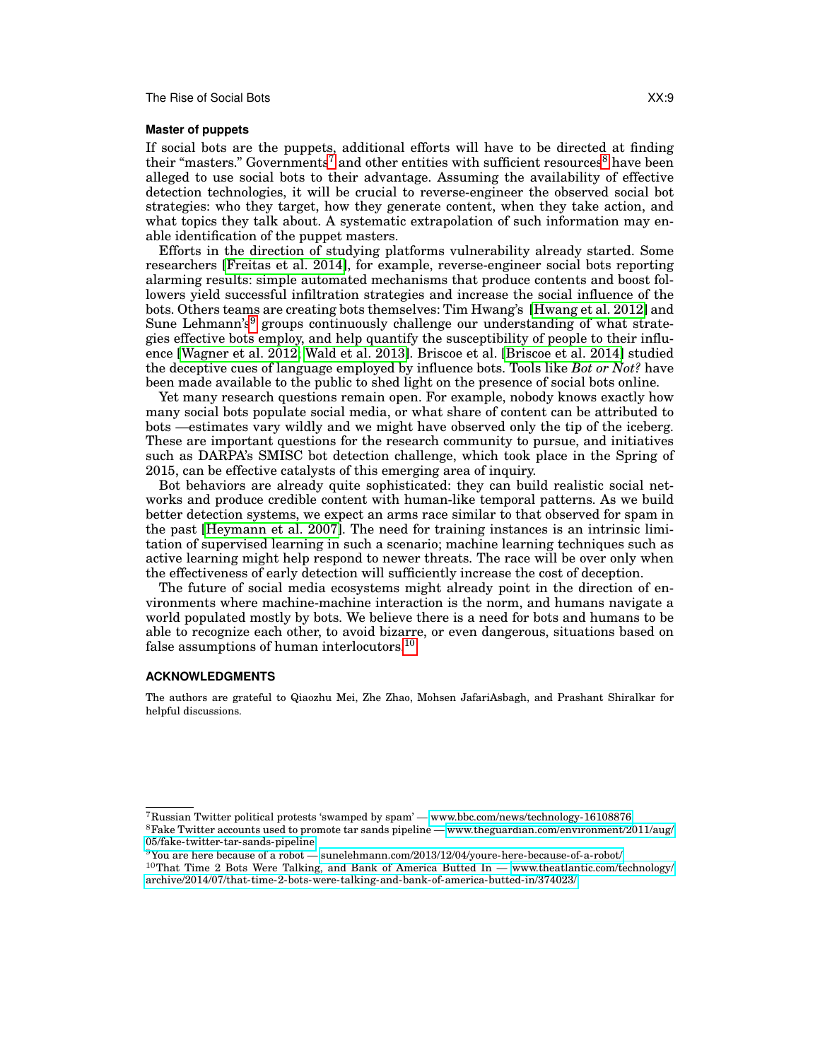### Master of puppets

If social bots are the puppets, additional efforts will have to be directed at finding their "masters." Governments[7] and other entities with sufficient resources[8] have been alleged to use social bots to their advantage. Assuming the availability of effective detection technologies, it will be crucial to reverse-engineer the observed social bot strategies: who they target, how they generate content, when they take action, and what topics they talk about. A systematic extrapolation of such information may enable identification of the puppet masters.

Efforts in the direction of studying platforms vulnerability already started. Some researchers [Freitas et al. 2014], for example, reverse-engineer social bots reporting alarming results: simple automated mechanisms that produce contents and boost followers yield successful infiltration strategies and increase the social influence of the bots. Others teams are creating bots themselves: Tim Hwang's [Hwang et al. 2012] and Sune Lehmann's[9] groups continuously challenge our understanding of what strategies effective bots employ, and help quantify the susceptibility of people to their influence [Wagner et al. 2012; Wald et al. 2013]. Briscoe et al. [Briscoe et al. 2014] studied the deceptive cues of language employed by influence bots. Tools like *Bot or Not?* have been made available to the public to shed light on the presence of social bots online.

Yet many research questions remain open. For example, nobody knows exactly how many social bots populate social media, or what share of content can be attributed to bots —estimates vary wildly and we might have observed only the tip of the iceberg. These are important questions for the research community to pursue, and initiatives such as DARPA's SMISC bot detection challenge, which took place in the Spring of 2015, can be effective catalysts of this emerging area of inquiry.

Bot behaviors are already quite sophisticated: they can build realistic social networks and produce credible content with human-like temporal patterns. As we build better detection systems, we expect an arms race similar to that observed for spam in the past [Heymann et al. 2007]. The need for training instances is an intrinsic limitation of supervised learning in such a scenario; machine learning techniques such as active learning might help respond to newer threats. The race will be over only when the effectiveness of early detection will sufficiently increase the cost of deception.

The future of social media ecosystems might already point in the direction of environments where machine-machine interaction is the norm, and humans navigate a world populated mostly by bots. We believe there is a need for bots and humans to be able to recognize each other, to avoid bizarre, or even dangerous, situations based on false assumptions of human interlocutors.[10]

## ACKNOWLEDGMENTS

The authors are grateful to Qiaozhu Mei, Zhe Zhao, Mohsen JafariAsbagh, and Prashant Shiralkar for helpful discussions.

---

[7] Russian Twitter political protests 'swamped by spam' — www.bbc.com/news/technology-16108876

[8] Fake Twitter accounts used to promote tar sands pipeline — www.theguardian.com/environment/2011/aug/05/fake-twitter-tar-sands-pipeline

[9] You are here because of a robot — sunelehmann.com/2013/12/04/youre-here-because-of-a-robot/

[10] That Time 2 Bots Were Talking, and Bank of America Butted In — www.theatlantic.com/technology/archive/2014/07/that-time-2-bots-were-talking-and-bank-of-america-butted-in/374023/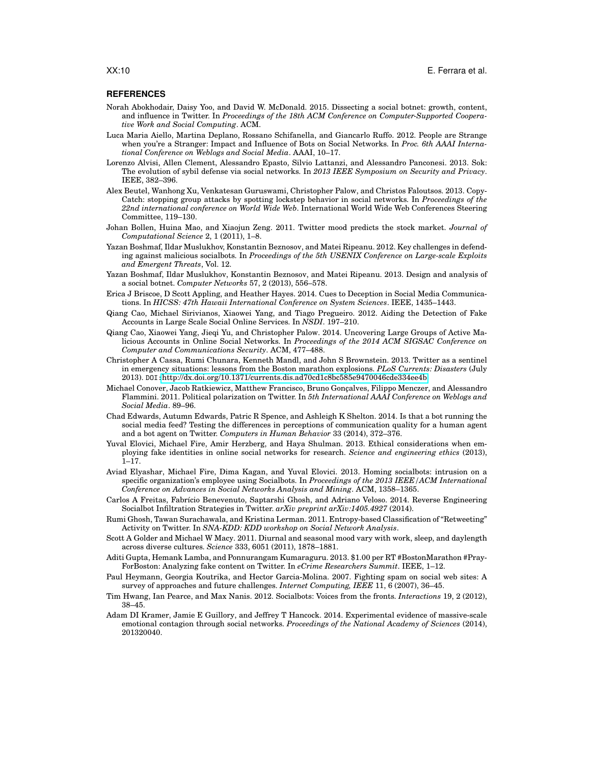## REFERENCES

Norah Abokhodair, Daisy Yoo, and David W. McDonald. 2015. Dissecting a social botnet: growth, content, and influence in Twitter. In *Proceedings of the 18th ACM Conference on Computer-Supported Cooperative Work and Social Computing*. ACM.

Luca Maria Aiello, Martina Deplano, Rossano Schifanella, and Giancarlo Ruffo. 2012. People are Strange when you're a Stranger: Impact and Influence of Bots on Social Networks. In *Proc. 6th AAAI International Conference on Weblogs and Social Media*. AAAI, 10–17.

Lorenzo Alvisi, Allen Clement, Alessandro Epasto, Silvio Lattanzi, and Alessandro Panconesi. 2013. Sok: The evolution of sybil defense via social networks. In *2013 IEEE Symposium on Security and Privacy*. IEEE, 382–396.

Alex Beutel, Wanhong Xu, Venkatesan Guruswami, Christopher Palow, and Christos Faloutsos. 2013. Copy-Catch: stopping group attacks by spotting lockstep behavior in social networks. In *Proceedings of the 22nd international conference on World Wide Web*. International World Wide Web Conferences Steering Committee, 119–130.

Johan Bollen, Huina Mao, and Xiaojun Zeng. 2011. Twitter mood predicts the stock market. *Journal of Computational Science* 2, 1 (2011), 1–8.

Yazan Boshmaf, Ildar Muslukhov, Konstantin Beznosov, and Matei Ripeanu. 2012. Key challenges in defending against malicious socialbots. In *Proceedings of the 5th USENIX Conference on Large-scale Exploits and Emergent Threats*, Vol. 12.

Yazan Boshmaf, Ildar Muslukhov, Konstantin Beznosov, and Matei Ripeanu. 2013. Design and analysis of a social botnet. *Computer Networks* 57, 2 (2013), 556–578.

Erica J Briscoe, D Scott Appling, and Heather Hayes. 2014. Cues to Deception in Social Media Communications. In *HICSS: 47th Hawaii International Conference on System Sciences*. IEEE, 1435–1443.

Qiang Cao, Michael Sirivianos, Xiaowei Yang, and Tiago Pregueiro. 2012. Aiding the Detection of Fake Accounts in Large Scale Social Online Services. In *NSDI*. 197–210.

Qiang Cao, Xiaowei Yang, Jieqi Yu, and Christopher Palow. 2014. Uncovering Large Groups of Active Malicious Accounts in Online Social Networks. In *Proceedings of the 2014 ACM SIGSAC Conference on Computer and Communications Security*. ACM, 477–488.

Christopher A Cassa, Rumi Chunara, Kenneth Mandl, and John S Brownstein. 2013. Twitter as a sentinel in emergency situations: lessons from the Boston marathon explosions. *PLoS Currents: Disasters* (July 2013). DOI: http://dx.doi.org/10.1371/currents.dis.ad70cd1c8bc585e9470046cde334ee4b

Michael Conover, Jacob Ratkiewicz, Matthew Francisco, Bruno Gonçalves, Filippo Menczer, and Alessandro Flammini. 2011. Political polarization on Twitter. In *5th International AAAI Conference on Weblogs and Social Media*. 89–96.

Chad Edwards, Autumn Edwards, Patric R Spence, and Ashleigh K Shelton. 2014. Is that a bot running the social media feed? Testing the differences in perceptions of communication quality for a human agent and a bot agent on Twitter. *Computers in Human Behavior* 33 (2014), 372–376.

Yuval Elovici, Michael Fire, Amir Herzberg, and Haya Shulman. 2013. Ethical considerations when employing fake identities in online social networks for research. *Science and engineering ethics* (2013), 1–17.

Aviad Elyashar, Michael Fire, Dima Kagan, and Yuval Elovici. 2013. Homing socialbots: intrusion on a specific organization's employee using Socialbots. In *Proceedings of the 2013 IEEE/ACM International Conference on Advances in Social Networks Analysis and Mining*. ACM, 1358–1365.

Carlos A Freitas, Fabrício Benevenuto, Saptarshi Ghosh, and Adriano Veloso. 2014. Reverse Engineering Socialbot Infiltration Strategies in Twitter. *arXiv preprint arXiv:1405.4927* (2014).

Rumi Ghosh, Tawan Surachawala, and Kristina Lerman. 2011. Entropy-based Classification of "Retweeting" Activity on Twitter. In *SNA-KDD: KDD workshop on Social Network Analysis*.

Scott A Golder and Michael W Macy. 2011. Diurnal and seasonal mood vary with work, sleep, and daylength across diverse cultures. *Science* 333, 6051 (2011), 1878–1881.

Aditi Gupta, Hemank Lamba, and Ponnurangam Kumaraguru. 2013. $1.00 per RT #BostonMarathon #PrayForBoston: Analyzing fake content on Twitter. In *eCrime Researchers Summit*. IEEE, 1–12.

Paul Heymann, Georgia Koutrika, and Hector Garcia-Molina. 2007. Fighting spam on social web sites: A survey of approaches and future challenges. *Internet Computing, IEEE* 11, 6 (2007), 36–45.

Tim Hwang, Ian Pearce, and Max Nanis. 2012. Socialbots: Voices from the fronts. *Interactions* 19, 2 (2012), 38–45.

Adam DI Kramer, Jamie E Guillory, and Jeffrey T Hancock. 2014. Experimental evidence of massive-scale emotional contagion through social networks. *Proceedings of the National Academy of Sciences* (2014), 201320040.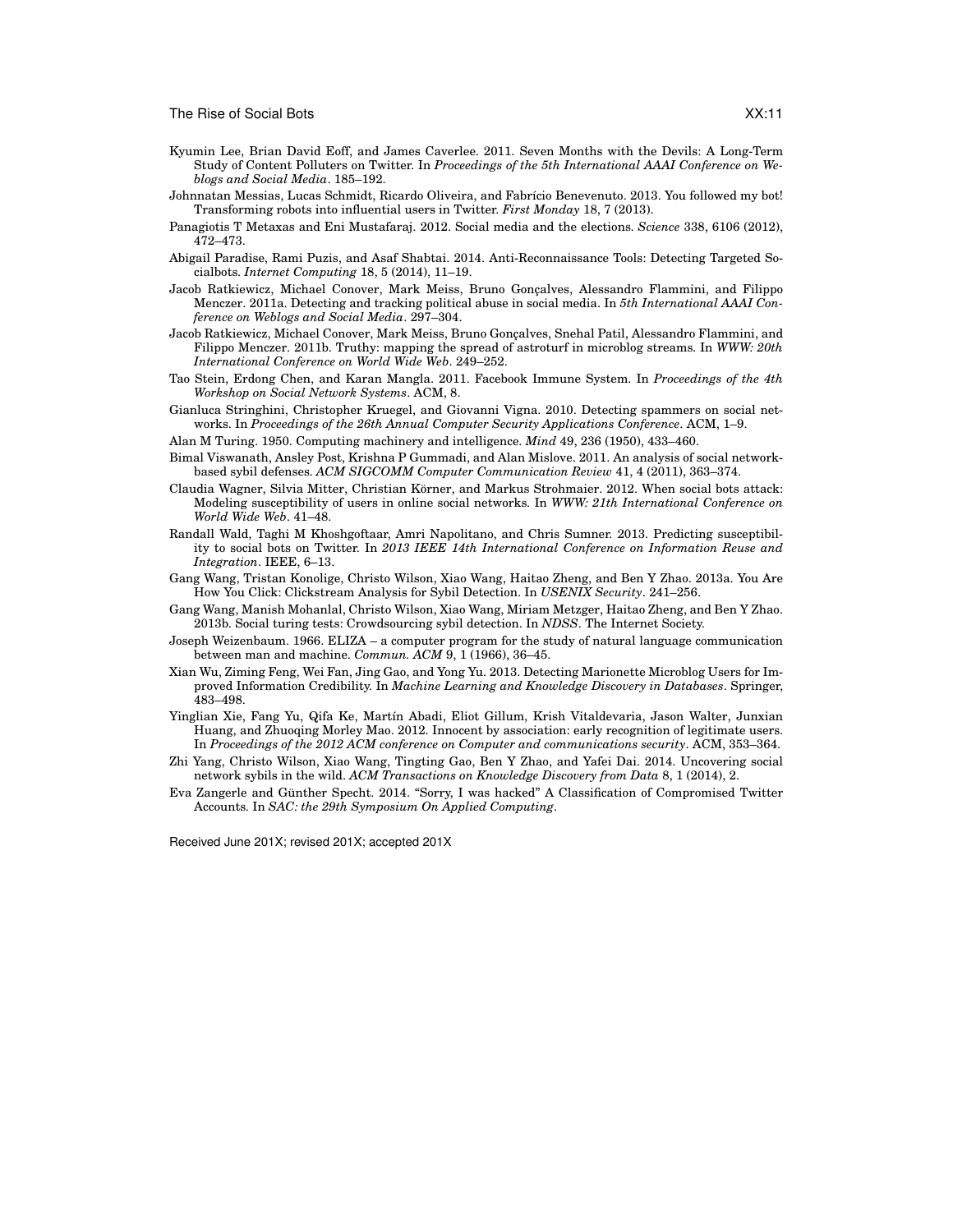Kyumin Lee, Brian David Eoff, and James Caverlee. 2011. Seven Months with the Devils: A Long-Term Study of Content Polluters on Twitter. In *Proceedings of the 5th International AAAI Conference on Weblogs and Social Media*. 185–192.

Johnnatan Messias, Lucas Schmidt, Ricardo Oliveira, and Fabrício Benevenuto. 2013. You followed my bot! Transforming robots into influential users in Twitter. *First Monday* 18, 7 (2013).

Panagiotis T Metaxas and Eni Mustafaraj. 2012. Social media and the elections. *Science* 338, 6106 (2012), 472–473.

Abigail Paradise, Rami Puzis, and Asaf Shabtai. 2014. Anti-Reconnaissance Tools: Detecting Targeted Socialbots. *Internet Computing* 18, 5 (2014), 11–19.

Jacob Ratkiewicz, Michael Conover, Mark Meiss, Bruno Gonçalves, Alessandro Flammini, and Filippo Menczer. 2011a. Detecting and tracking political abuse in social media. In *5th International AAAI Conference on Weblogs and Social Media*. 297–304.

Jacob Ratkiewicz, Michael Conover, Mark Meiss, Bruno Gonçalves, Snehal Patil, Alessandro Flammini, and Filippo Menczer. 2011b. Truthy: mapping the spread of astroturf in microblog streams. In *WWW: 20th International Conference on World Wide Web*. 249–252.

Tao Stein, Erdong Chen, and Karan Mangla. 2011. Facebook Immune System. In *Proceedings of the 4th Workshop on Social Network Systems*. ACM, 8.

Gianluca Stringhini, Christopher Kruegel, and Giovanni Vigna. 2010. Detecting spammers on social networks. In *Proceedings of the 26th Annual Computer Security Applications Conference*. ACM, 1–9.

Alan M Turing. 1950. Computing machinery and intelligence. *Mind* 49, 236 (1950), 433–460.

Bimal Viswanath, Ansley Post, Krishna P Gummadi, and Alan Mislove. 2011. An analysis of social network-based sybil defenses. *ACM SIGCOMM Computer Communication Review* 41, 4 (2011), 363–374.

Claudia Wagner, Silvia Mitter, Christian Körner, and Markus Strohmaier. 2012. When social bots attack: Modeling susceptibility of users in online social networks. In *WWW: 21th International Conference on World Wide Web*. 41–48.

Randall Wald, Taghi M Khoshgoftaar, Amri Napolitano, and Chris Sumner. 2013. Predicting susceptibility to social bots on Twitter. In *2013 IEEE 14th International Conference on Information Reuse and Integration*. IEEE, 6–13.

Gang Wang, Tristan Konolige, Christo Wilson, Xiao Wang, Haitao Zheng, and Ben Y Zhao. 2013a. You Are How You Click: Clickstream Analysis for Sybil Detection. In *USENIX Security*. 241–256.

Gang Wang, Manish Mohanlal, Christo Wilson, Xiao Wang, Miriam Metzger, Haitao Zheng, and Ben Y Zhao. 2013b. Social turing tests: Crowdsourcing sybil detection. In *NDSS*. The Internet Society.

Joseph Weizenbaum. 1966. ELIZA – a computer program for the study of natural language communication between man and machine. *Commun. ACM* 9, 1 (1966), 36–45.

Xian Wu, Ziming Feng, Wei Fan, Jing Gao, and Yong Yu. 2013. Detecting Marionette Microblog Users for Improved Information Credibility. In *Machine Learning and Knowledge Discovery in Databases*. Springer, 483–498.

Yinglian Xie, Fang Yu, Qifa Ke, Martín Abadi, Eliot Gillum, Krish Vitaldevaria, Jason Walter, Junxian Huang, and Zhuoqing Morley Mao. 2012. Innocent by association: early recognition of legitimate users. In *Proceedings of the 2012 ACM conference on Computer and communications security*. ACM, 353–364.

Zhi Yang, Christo Wilson, Xiao Wang, Tingting Gao, Ben Y Zhao, and Yafei Dai. 2014. Uncovering social network sybils in the wild. *ACM Transactions on Knowledge Discovery from Data* 8, 1 (2014), 2.

Eva Zangerle and Günther Specht. 2014. "Sorry, I was hacked" A Classification of Compromised Twitter Accounts. In *SAC: the 29th Symposium On Applied Computing*.

Received June 201X; revised 201X; accepted 201X